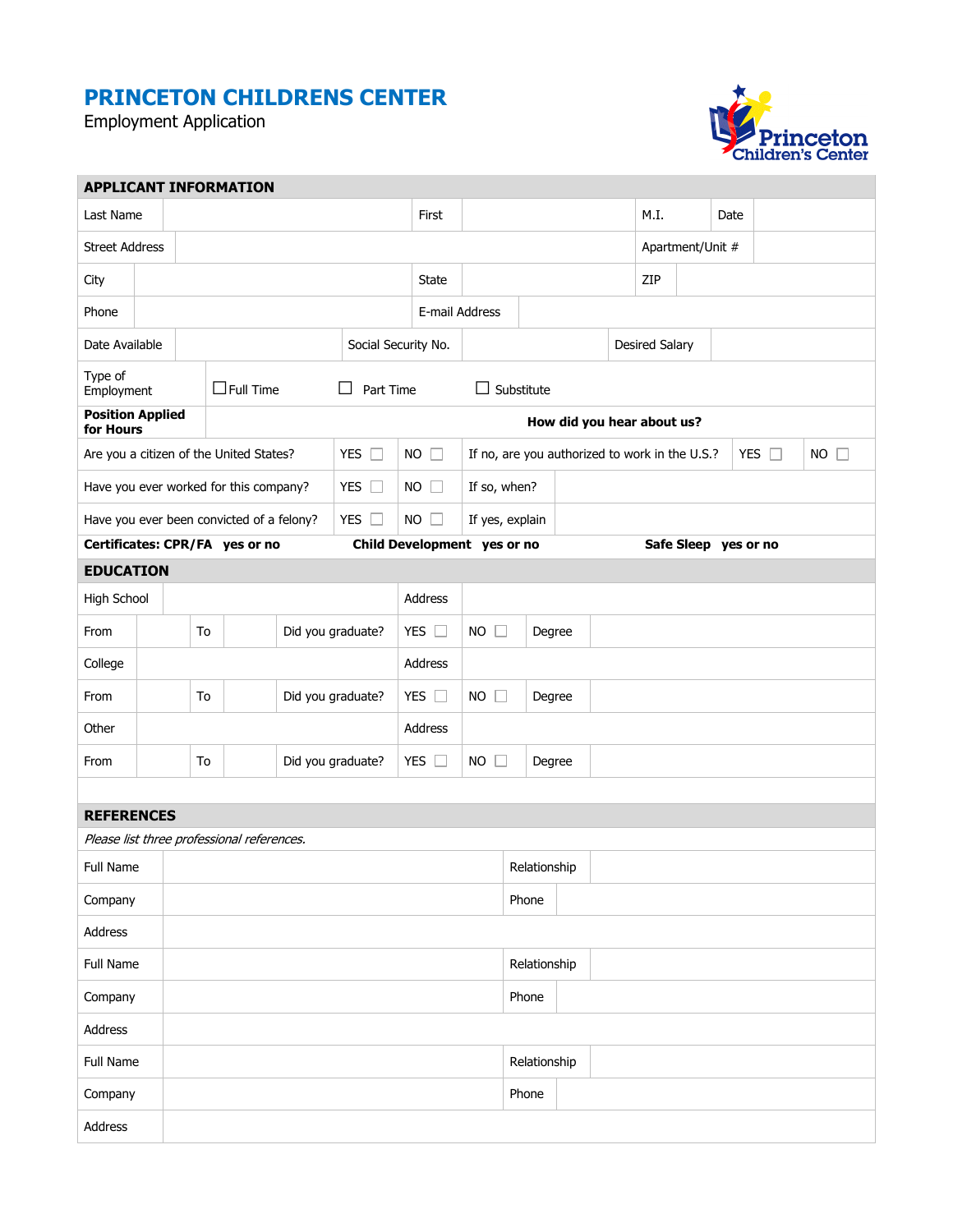# PRINCETON CHILDRENS CENTER

Employment Application

## APPLICANT INFORMATION

| | | | | | | | |
|---|---|---|---|---|---|---|---|
| Last Name | | First | | M.I. | | Date | |
| Street Address | | | | Apartment/Unit # | | | |
| City | | State | | ZIP | | | |
| Phone | | E-mail Address | | | | | |
| Date Available | | Social Security No. | | Desired Salary | | | |

| | | | |
|---|---|---|---|
| Type of Employment | ☐ Full Time | ☐ Part Time | ☐ Substitute |
| **Position Applied for Hours** | | **How did you hear about us?** | |

| | | | | | |
|---|---|---|---|---|---|
| Are you a citizen of the United States? | YES ☐ | NO ☐ | If no, are you authorized to work in the U.S.? | YES ☐ | NO ☐ |
| Have you ever worked for this company? | YES ☐ | NO ☐ | If so, when? | | |
| Have you ever been convicted of a felony? | YES ☐ | NO ☐ | If yes, explain | | |

**Certificates: CPR/FA yes or no** **Child Development yes or no** **Safe Sleep yes or no**

## EDUCATION

| | | | | | | | |
|---|---|---|---|---|---|---|---|
| High School | | | Address | | | | |
| From | | To | | Did you graduate? | YES ☐ | NO ☐ | Degree |
| College | | | Address | | | | |
| From | | To | | Did you graduate? | YES ☐ | NO ☐ | Degree |
| Other | | | Address | | | | |
| From | | To | | Did you graduate? | YES ☐ | NO ☐ | Degree |

## REFERENCES

*Please list three professional references.*

| | | | |
|---|---|---|---|
| Full Name | | Relationship | |
| Company | | Phone | |
| Address | | | |
| Full Name | | Relationship | |
| Company | | Phone | |
| Address | | | |
| Full Name | | Relationship | |
| Company | | Phone | |
| Address | | | |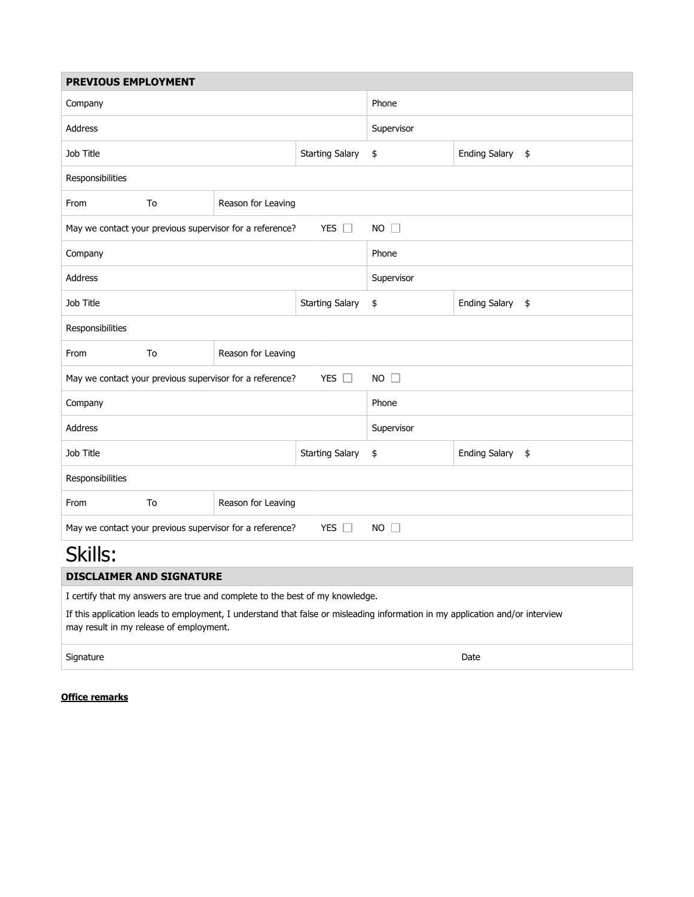| PREVIOUS EMPLOYMENT | | | | |
|---|---|---|---|---|
| Company | | | Phone | |
| Address | | | Supervisor | |
| Job Title | | Starting Salary | $ | Ending Salary $ |
| Responsibilities | | | | |
| From To | Reason for Leaving | | | |
| May we contact your previous supervisor for a reference? | | YES ☐ | NO ☐ | |
| Company | | | Phone | |
| Address | | | Supervisor | |
| Job Title | | Starting Salary | $ | Ending Salary $ |
| Responsibilities | | | | |
| From To | Reason for Leaving | | | |
| May we contact your previous supervisor for a reference? | | YES ☐ | NO ☐ | |
| Company | | | Phone | |
| Address | | | Supervisor | |
| Job Title | | Starting Salary | $ | Ending Salary $ |
| Responsibilities | | | | |
| From To | Reason for Leaving | | | |
| May we contact your previous supervisor for a reference? | | YES ☐ | NO ☐ | |

# Skills:

| DISCLAIMER AND SIGNATURE | |
|---|---|
| I certify that my answers are true and complete to the best of my knowledge.<br><br>If this application leads to employment, I understand that false or misleading information in my application and/or interview may result in my release of employment. | |
| Signature | Date |

**Office remarks**